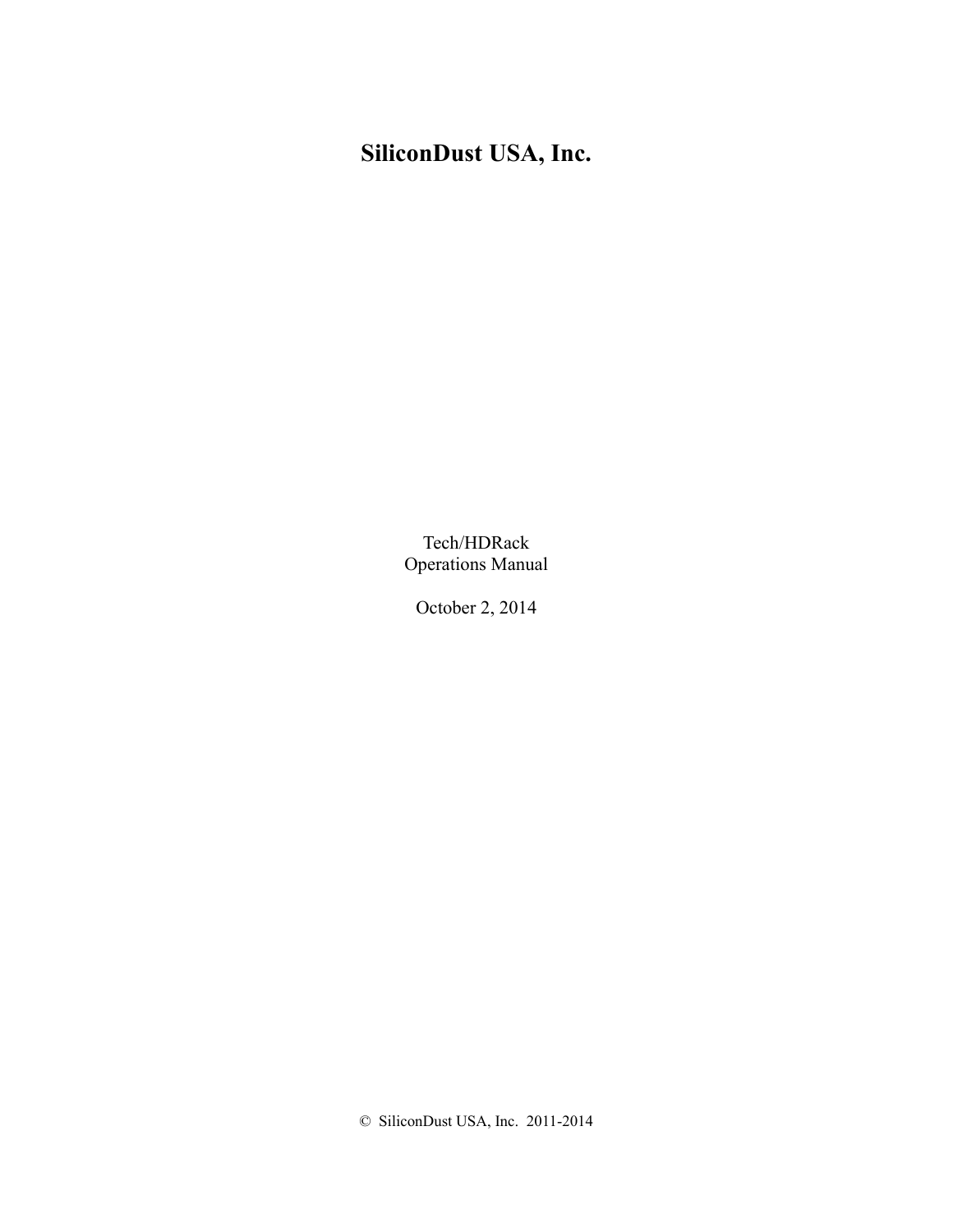# SiliconDust USA, Inc.

Tech/HDRack
Operations Manual

October 2, 2014

© SiliconDust USA, Inc. 2011-2014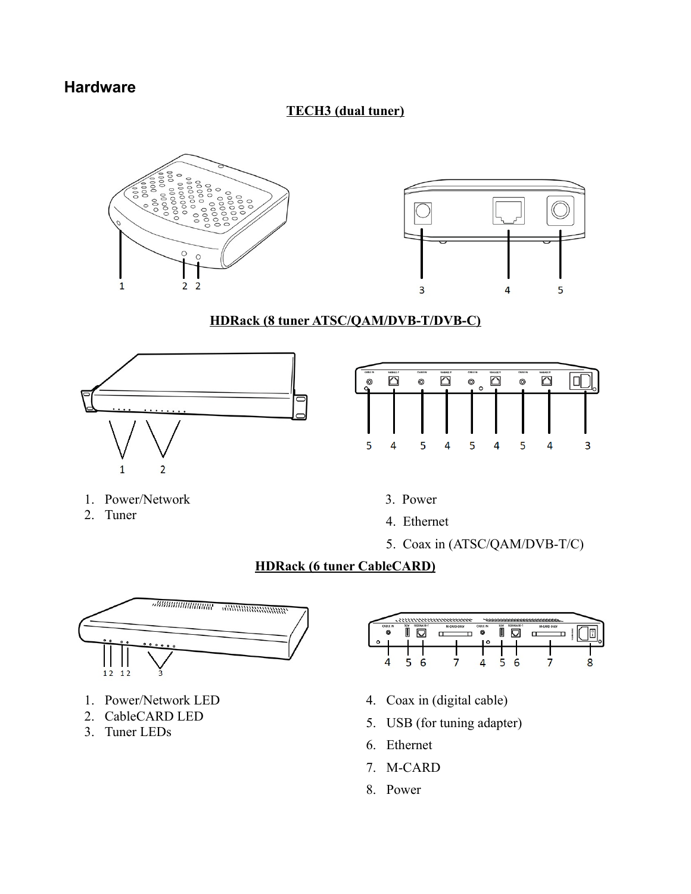## Hardware

**TECH3 (dual tuner)**

**HDRack (8 tuner ATSC/QAM/DVB-T/DVB-C)**

1. Power/Network
2. Tuner
3. Power
4. Ethernet
5. Coax in (ATSC/QAM/DVB-T/C)

**HDRack (6 tuner CableCARD)**

1. Power/Network LED
2. CableCARD LED
3. Tuner LEDs
4. Coax in (digital cable)
5. USB (for tuning adapter)
6. Ethernet
7. M-CARD
8. Power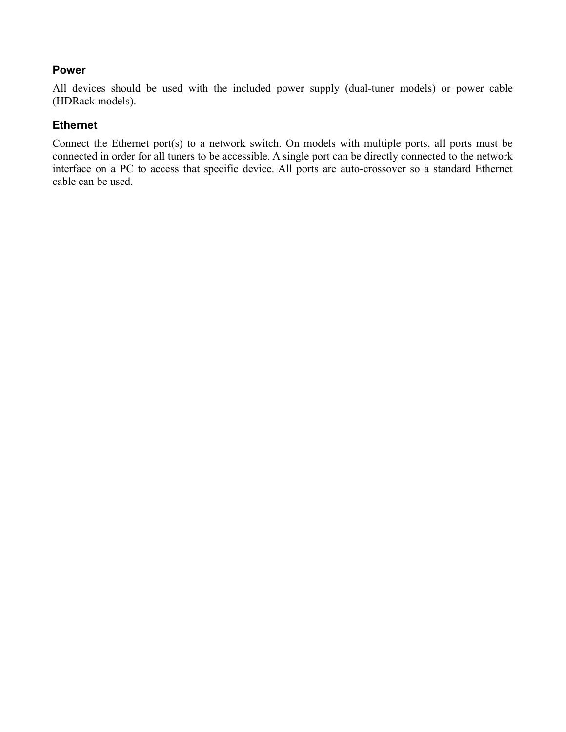### Power

All devices should be used with the included power supply (dual-tuner models) or power cable (HDRack models).

### Ethernet

Connect the Ethernet port(s) to a network switch. On models with multiple ports, all ports must be connected in order for all tuners to be accessible. A single port can be directly connected to the network interface on a PC to access that specific device. All ports are auto-crossover so a standard Ethernet cable can be used.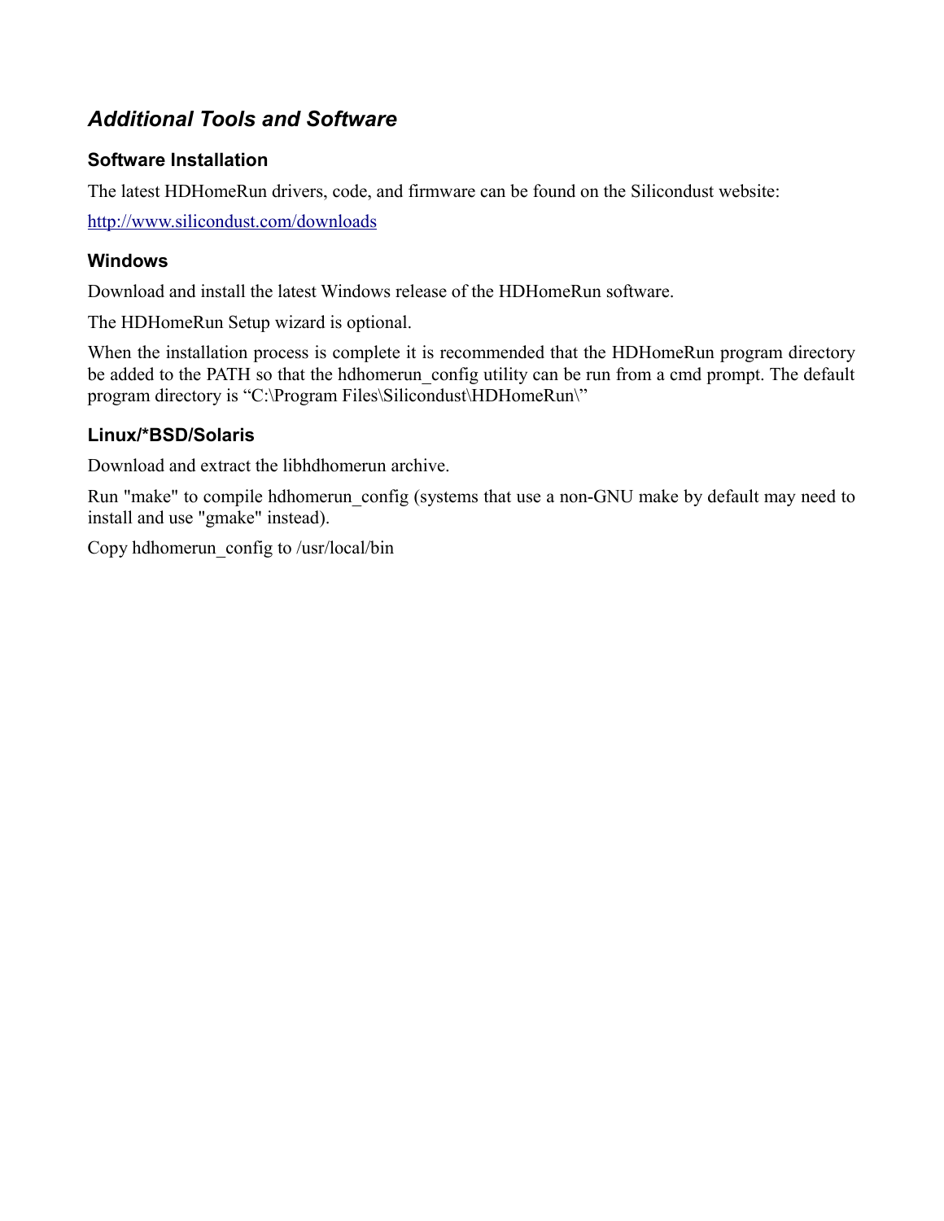## *Additional Tools and Software*

### Software Installation

The latest HDHomeRun drivers, code, and firmware can be found on the Silicondust website:

http://www.silicondust.com/downloads

### Windows

Download and install the latest Windows release of the HDHomeRun software.

The HDHomeRun Setup wizard is optional.

When the installation process is complete it is recommended that the HDHomeRun program directory be added to the PATH so that the hdhomerun_config utility can be run from a cmd prompt. The default program directory is "C:\Program Files\Silicondust\HDHomeRun\"

### Linux/*BSD/Solaris

Download and extract the libhdhomerun archive.

Run "make" to compile hdhomerun_config (systems that use a non-GNU make by default may need to install and use "gmake" instead).

Copy hdhomerun_config to /usr/local/bin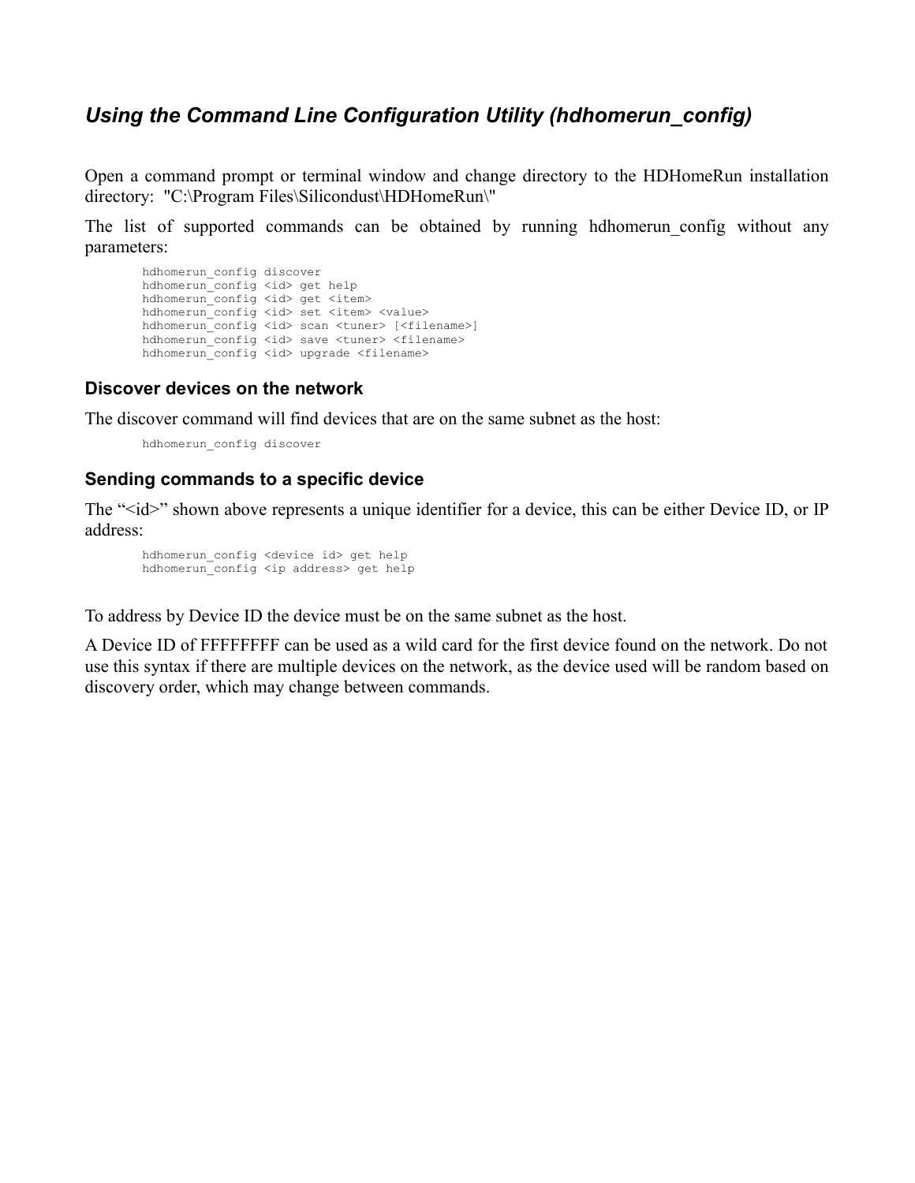## *Using the Command Line Configuration Utility (hdhomerun_config)*

Open a command prompt or terminal window and change directory to the HDHomeRun installation directory: "C:\Program Files\Silicondust\HDHomeRun\"

The list of supported commands can be obtained by running hdhomerun_config without any parameters:

```
hdhomerun_config discover
hdhomerun_config <id> get help
hdhomerun_config <id> get <item>
hdhomerun_config <id> set <item> <value>
hdhomerun_config <id> scan <tuner> [<filename>]
hdhomerun_config <id> save <tuner> <filename>
hdhomerun_config <id> upgrade <filename>
```

### Discover devices on the network

The discover command will find devices that are on the same subnet as the host:

```
hdhomerun_config discover
```

### Sending commands to a specific device

The "<id>" shown above represents a unique identifier for a device, this can be either Device ID, or IP address:

```
hdhomerun_config <device id> get help
hdhomerun_config <ip address> get help
```

To address by Device ID the device must be on the same subnet as the host.

A Device ID of FFFFFFFF can be used as a wild card for the first device found on the network. Do not use this syntax if there are multiple devices on the network, as the device used will be random based on discovery order, which may change between commands.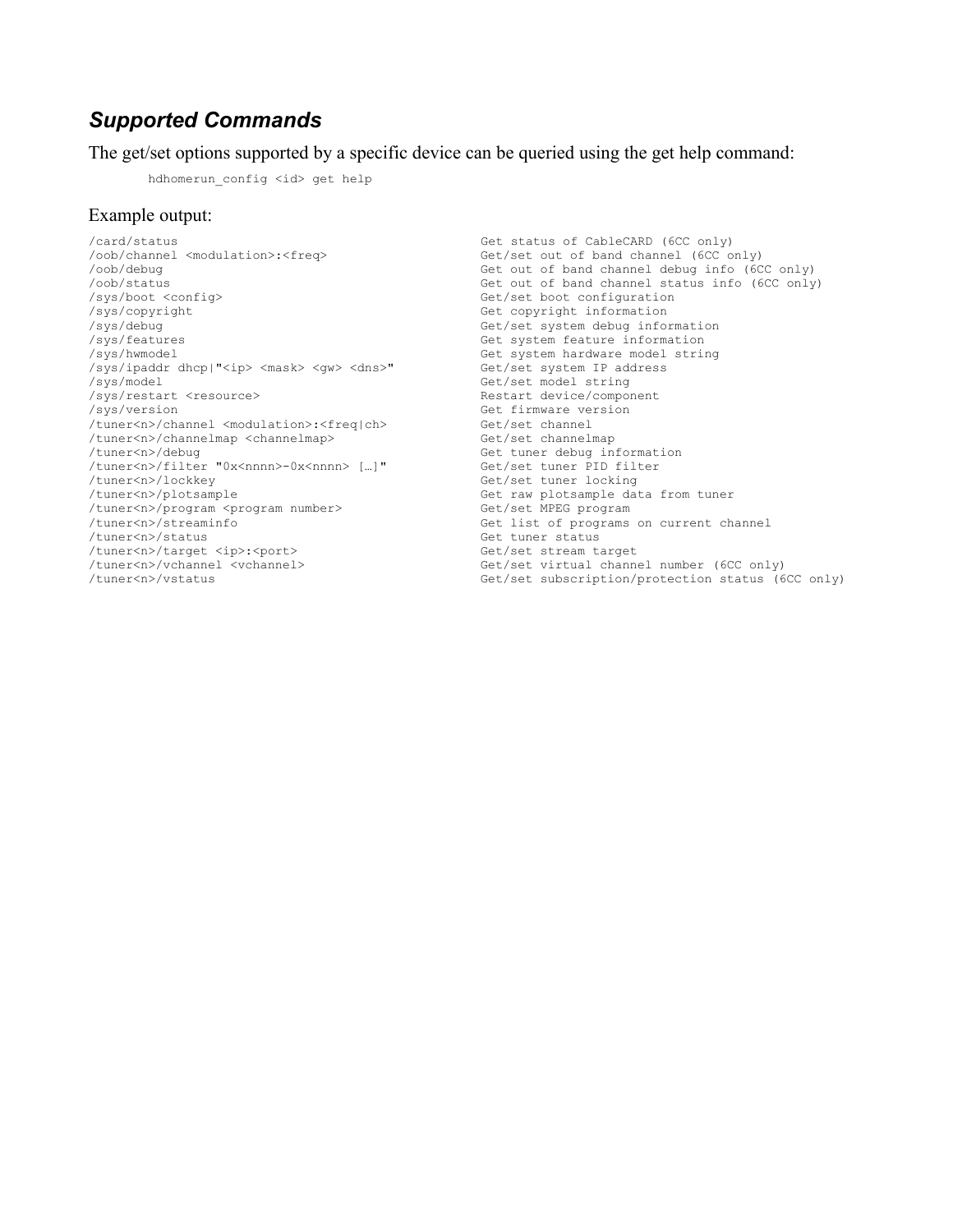### *Supported Commands*

The get/set options supported by a specific device can be queried using the get help command:

```
hdhomerun_config <id> get help
```

Example output:

```
/card/status                                        Get status of CableCARD (6CC only)
/oob/channel <modulation>:<freq>                    Get/set out of band channel (6CC only)
/oob/debug                                          Get out of band channel debug info (6CC only)
/oob/status                                         Get out of band channel status info (6CC only)
/sys/boot <config>                                  Get/set boot configuration
/sys/copyright                                      Get copyright information
/sys/debug                                          Get/set system debug information
/sys/features                                       Get system feature information
/sys/hwmodel                                        Get system hardware model string
/sys/ipaddr dhcp|"<ip> <mask> <gw> <dns>"           Get/set system IP address
/sys/model                                          Get/set model string
/sys/restart <resource>                             Restart device/component
/sys/version                                        Get firmware version
/tuner<n>/channel <modulation>:<freq|ch>            Get/set channel
/tuner<n>/channelmap <channelmap>                   Get/set channelmap
/tuner<n>/debug                                     Get tuner debug information
/tuner<n>/filter "0x<nnnn>-0x<nnnn> […]"            Get/set tuner PID filter
/tuner<n>/lockkey                                   Get/set tuner locking
/tuner<n>/plotsample                                Get raw plotsample data from tuner
/tuner<n>/program <program number>                  Get/set MPEG program
/tuner<n>/streaminfo                                Get list of programs on current channel
/tuner<n>/status                                    Get tuner status
/tuner<n>/target <ip>:<port>                        Get/set stream target
/tuner<n>/vchannel <vchannel>                       Get/set virtual channel number (6CC only)
/tuner<n>/vstatus                                   Get/set subscription/protection status (6CC only)
```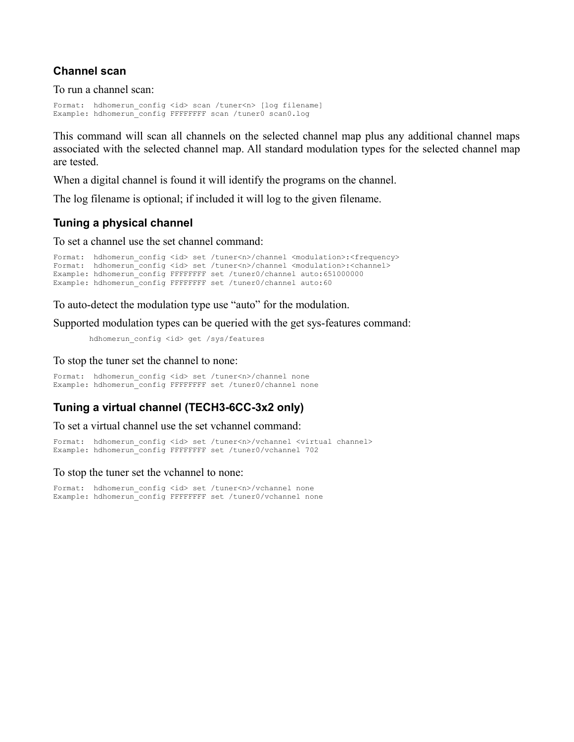### Channel scan

To run a channel scan:

```
Format:  hdhomerun_config <id> scan /tuner<n> [log filename]
Example: hdhomerun_config FFFFFFFF scan /tuner0 scan0.log
```

This command will scan all channels on the selected channel map plus any additional channel maps associated with the selected channel map. All standard modulation types for the selected channel map are tested.

When a digital channel is found it will identify the programs on the channel.

The log filename is optional; if included it will log to the given filename.

### Tuning a physical channel

To set a channel use the set channel command:

```
Format:  hdhomerun_config <id> set /tuner<n>/channel <modulation>:<frequency>
Format:  hdhomerun_config <id> set /tuner<n>/channel <modulation>:<channel>
Example: hdhomerun_config FFFFFFFF set /tuner0/channel auto:651000000
Example: hdhomerun_config FFFFFFFF set /tuner0/channel auto:60
```

To auto-detect the modulation type use “auto” for the modulation.

Supported modulation types can be queried with the get sys-features command:

```
hdhomerun_config <id> get /sys/features
```

To stop the tuner set the channel to none:

```
Format:  hdhomerun_config <id> set /tuner<n>/channel none
Example: hdhomerun_config FFFFFFFF set /tuner0/channel none
```

### Tuning a virtual channel (TECH3-6CC-3x2 only)

To set a virtual channel use the set vchannel command:

```
Format:  hdhomerun_config <id> set /tuner<n>/vchannel <virtual channel>
Example: hdhomerun_config FFFFFFFF set /tuner0/vchannel 702
```

To stop the tuner set the vchannel to none:

```
Format:  hdhomerun_config <id> set /tuner<n>/vchannel none
Example: hdhomerun_config FFFFFFFF set /tuner0/vchannel none
```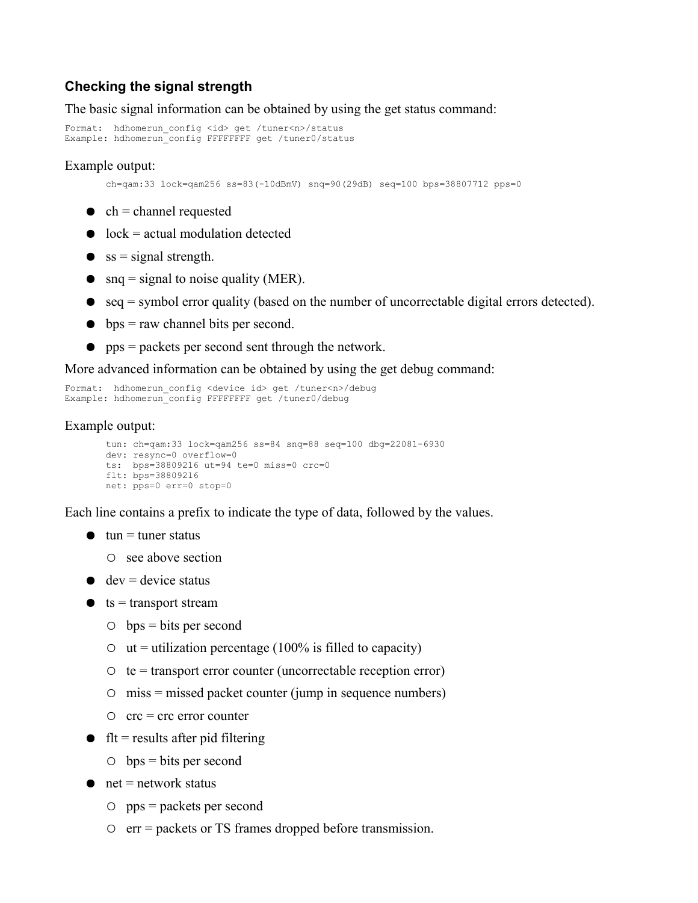### Checking the signal strength

The basic signal information can be obtained by using the get status command:

```
Format:  hdhomerun_config <id> get /tuner<n>/status
Example: hdhomerun_config FFFFFFFF get /tuner0/status
```

Example output:

```
ch=qam:33 lock=qam256 ss=83(-10dBmV) snq=90(29dB) seq=100 bps=38807712 pps=0
```

- ch = channel requested
- lock = actual modulation detected
- ss = signal strength.
- snq = signal to noise quality (MER).
- seq = symbol error quality (based on the number of uncorrectable digital errors detected).
- bps = raw channel bits per second.
- pps = packets per second sent through the network.

More advanced information can be obtained by using the get debug command:

```
Format:  hdhomerun_config <device id> get /tuner<n>/debug
Example: hdhomerun_config FFFFFFFF get /tuner0/debug
```

Example output:

```
tun: ch=qam:33 lock=qam256 ss=84 snq=88 seq=100 dbg=22081-6930
dev: resync=0 overflow=0
ts:  bps=38809216 ut=94 te=0 miss=0 crc=0
flt: bps=38809216
net: pps=0 err=0 stop=0
```

Each line contains a prefix to indicate the type of data, followed by the values.

- tun = tuner status
  - see above section
- dev = device status
- ts = transport stream
  - bps = bits per second
  - ut = utilization percentage (100% is filled to capacity)
  - te = transport error counter (uncorrectable reception error)
  - miss = missed packet counter (jump in sequence numbers)
  - crc = crc error counter
- flt = results after pid filtering
  - bps = bits per second
- net = network status
  - pps = packets per second
  - err = packets or TS frames dropped before transmission.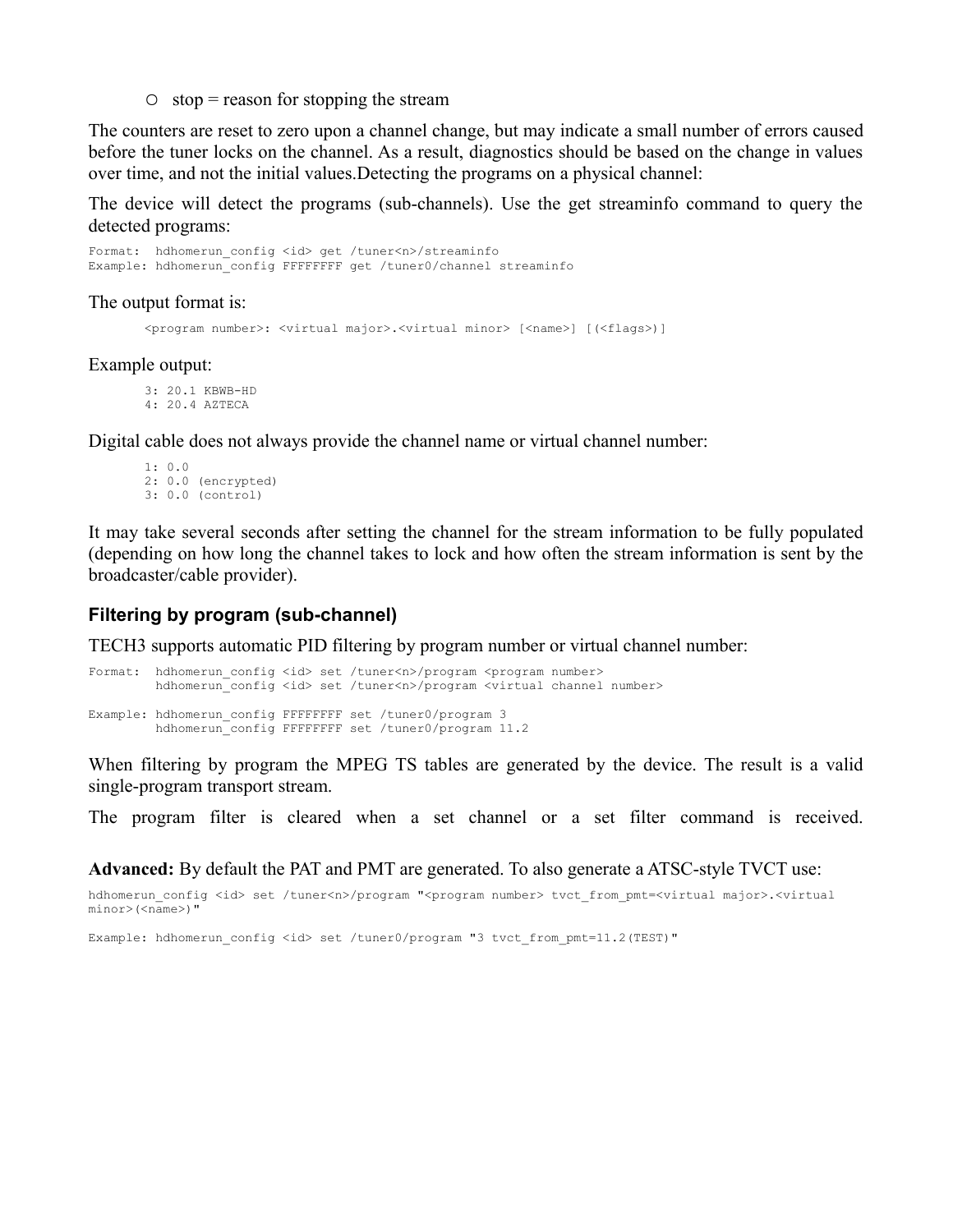- stop = reason for stopping the stream

The counters are reset to zero upon a channel change, but may indicate a small number of errors caused before the tuner locks on the channel. As a result, diagnostics should be based on the change in values over time, and not the initial values.Detecting the programs on a physical channel:

The device will detect the programs (sub-channels). Use the get streaminfo command to query the detected programs:

```
Format:  hdhomerun_config <id> get /tuner<n>/streaminfo
Example: hdhomerun_config FFFFFFFF get /tuner0/channel streaminfo
```

The output format is:

```
<program number>: <virtual major>.<virtual minor> [<name>] [(<flags>)]
```

Example output:

```
3: 20.1 KBWB-HD
4: 20.4 AZTECA
```

Digital cable does not always provide the channel name or virtual channel number:

```
1: 0.0
2: 0.0 (encrypted)
3: 0.0 (control)
```

It may take several seconds after setting the channel for the stream information to be fully populated (depending on how long the channel takes to lock and how often the stream information is sent by the broadcaster/cable provider).

### Filtering by program (sub-channel)

TECH3 supports automatic PID filtering by program number or virtual channel number:

```
Format:  hdhomerun_config <id> set /tuner<n>/program <program number>
         hdhomerun_config <id> set /tuner<n>/program <virtual channel number>

Example: hdhomerun_config FFFFFFFF set /tuner0/program 3
         hdhomerun_config FFFFFFFF set /tuner0/program 11.2
```

When filtering by program the MPEG TS tables are generated by the device. The result is a valid single-program transport stream.

The program filter is cleared when a set channel or a set filter command is received.

**Advanced:** By default the PAT and PMT are generated. To also generate a ATSC-style TVCT use:

```
hdhomerun_config <id> set /tuner<n>/program "<program number> tvct_from_pmt=<virtual major>.<virtual
minor>(<name>)"

Example: hdhomerun_config <id> set /tuner0/program "3 tvct_from_pmt=11.2(TEST)"
```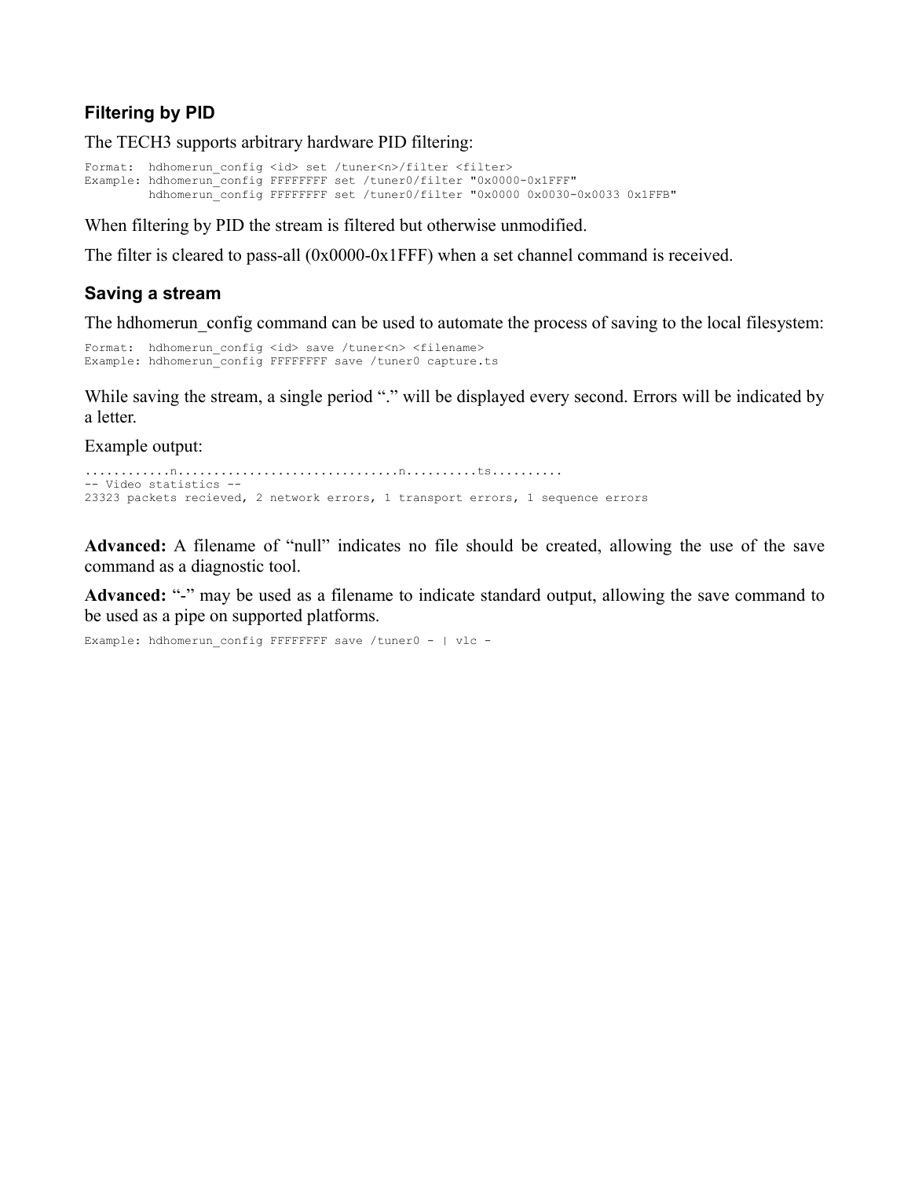### Filtering by PID

The TECH3 supports arbitrary hardware PID filtering:

```
Format:  hdhomerun_config <id> set /tuner<n>/filter <filter>
Example: hdhomerun_config FFFFFFFF set /tuner0/filter "0x0000-0x1FFF"
         hdhomerun_config FFFFFFFF set /tuner0/filter "0x0000 0x0030-0x0033 0x1FFB"
```

When filtering by PID the stream is filtered but otherwise unmodified.

The filter is cleared to pass-all (0x0000-0x1FFF) when a set channel command is received.

### Saving a stream

The hdhomerun_config command can be used to automate the process of saving to the local filesystem:

```
Format:  hdhomerun_config <id> save /tuner<n> <filename>
Example: hdhomerun_config FFFFFFFF save /tuner0 capture.ts
```

While saving the stream, a single period "." will be displayed every second. Errors will be indicated by a letter.

Example output:

```
...........n.............................n..........ts..........
-- Video statistics --
23323 packets recieved, 2 network errors, 1 transport errors, 1 sequence errors
```

**Advanced:** A filename of "null" indicates no file should be created, allowing the use of the save command as a diagnostic tool.

**Advanced:** "-" may be used as a filename to indicate standard output, allowing the save command to be used as a pipe on supported platforms.

```
Example: hdhomerun_config FFFFFFFF save /tuner0 - | vlc -
```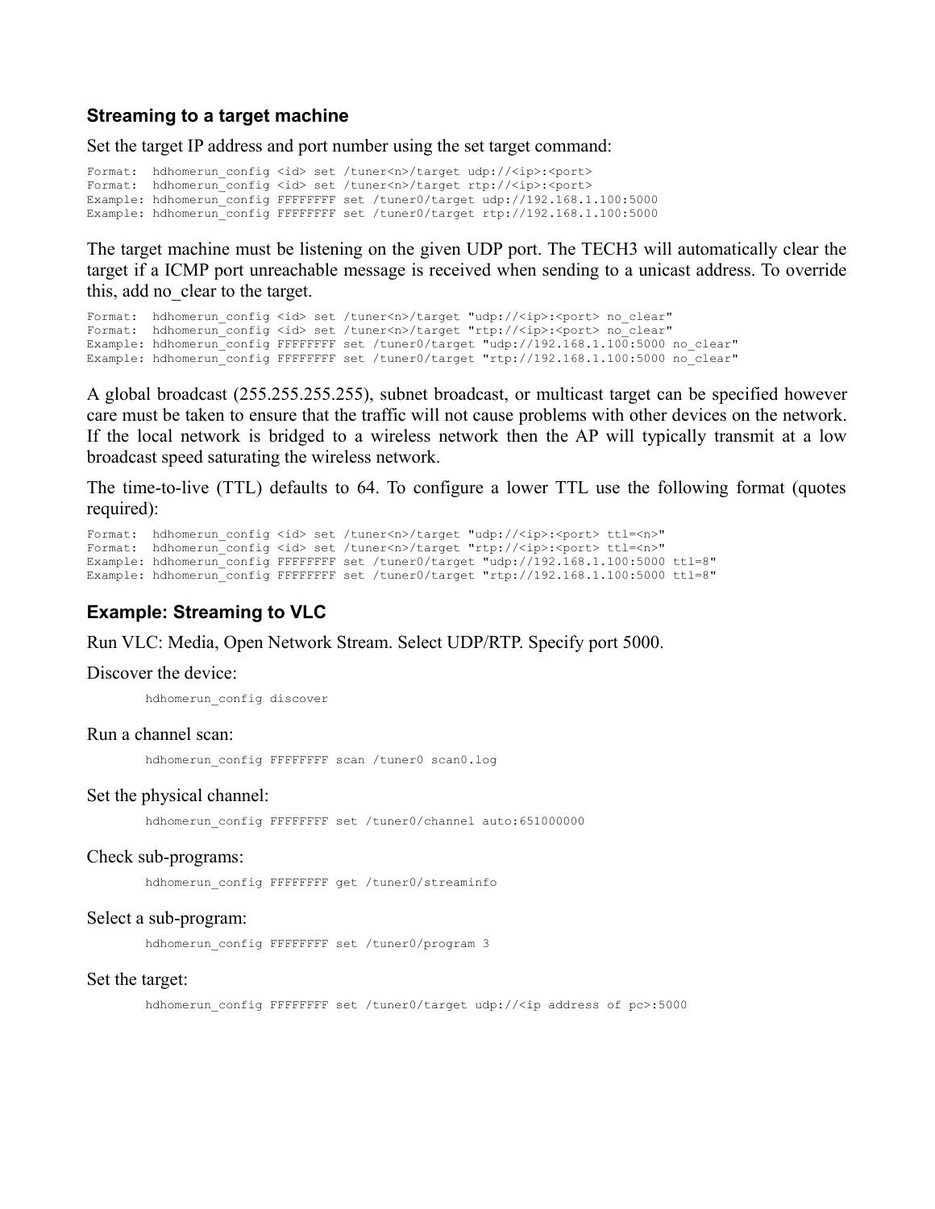### Streaming to a target machine

Set the target IP address and port number using the set target command:

```
Format:  hdhomerun_config <id> set /tuner<n>/target udp://<ip>:<port>
Format:  hdhomerun_config <id> set /tuner<n>/target rtp://<ip>:<port>
Example: hdhomerun_config FFFFFFFF set /tuner0/target udp://192.168.1.100:5000
Example: hdhomerun_config FFFFFFFF set /tuner0/target rtp://192.168.1.100:5000
```

The target machine must be listening on the given UDP port. The TECH3 will automatically clear the target if a ICMP port unreachable message is received when sending to a unicast address. To override this, add no_clear to the target.

```
Format:  hdhomerun_config <id> set /tuner<n>/target "udp://<ip>:<port> no_clear"
Format:  hdhomerun_config <id> set /tuner<n>/target "rtp://<ip>:<port> no_clear"
Example: hdhomerun_config FFFFFFFF set /tuner0/target "udp://192.168.1.100:5000 no_clear"
Example: hdhomerun_config FFFFFFFF set /tuner0/target "rtp://192.168.1.100:5000 no_clear"
```

A global broadcast (255.255.255.255), subnet broadcast, or multicast target can be specified however care must be taken to ensure that the traffic will not cause problems with other devices on the network. If the local network is bridged to a wireless network then the AP will typically transmit at a low broadcast speed saturating the wireless network.

The time-to-live (TTL) defaults to 64. To configure a lower TTL use the following format (quotes required):

```
Format:  hdhomerun_config <id> set /tuner<n>/target "udp://<ip>:<port> ttl=<n>"
Format:  hdhomerun_config <id> set /tuner<n>/target "rtp://<ip>:<port> ttl=<n>"
Example: hdhomerun_config FFFFFFFF set /tuner0/target "udp://192.168.1.100:5000 ttl=8"
Example: hdhomerun_config FFFFFFFF set /tuner0/target "rtp://192.168.1.100:5000 ttl=8"
```

### Example: Streaming to VLC

Run VLC: Media, Open Network Stream. Select UDP/RTP. Specify port 5000.

Discover the device:

```
hdhomerun_config discover
```

Run a channel scan:

```
hdhomerun_config FFFFFFFF scan /tuner0 scan0.log
```

Set the physical channel:

```
hdhomerun_config FFFFFFFF set /tuner0/channel auto:651000000
```

Check sub-programs:

```
hdhomerun_config FFFFFFFF get /tuner0/streaminfo
```

Select a sub-program:

```
hdhomerun_config FFFFFFFF set /tuner0/program 3
```

Set the target:

```
hdhomerun_config FFFFFFFF set /tuner0/target udp://<ip address of pc>:5000
```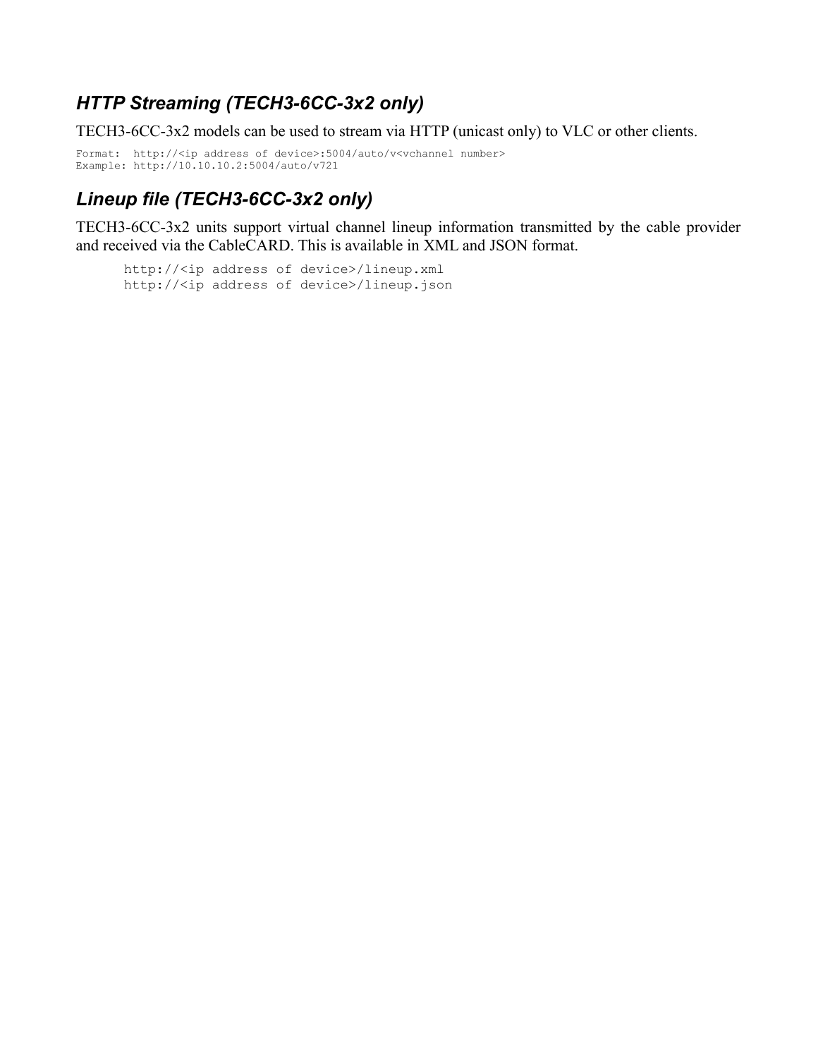### *HTTP Streaming (TECH3-6CC-3x2 only)*

TECH3-6CC-3x2 models can be used to stream via HTTP (unicast only) to VLC or other clients.

```
Format:  http://<ip address of device>:5004/auto/v<vchannel number>
Example: http://10.10.10.2:5004/auto/v721
```

### *Lineup file (TECH3-6CC-3x2 only)*

TECH3-6CC-3x2 units support virtual channel lineup information transmitted by the cable provider and received via the CableCARD. This is available in XML and JSON format.

```
http://<ip address of device>/lineup.xml
http://<ip address of device>/lineup.json
```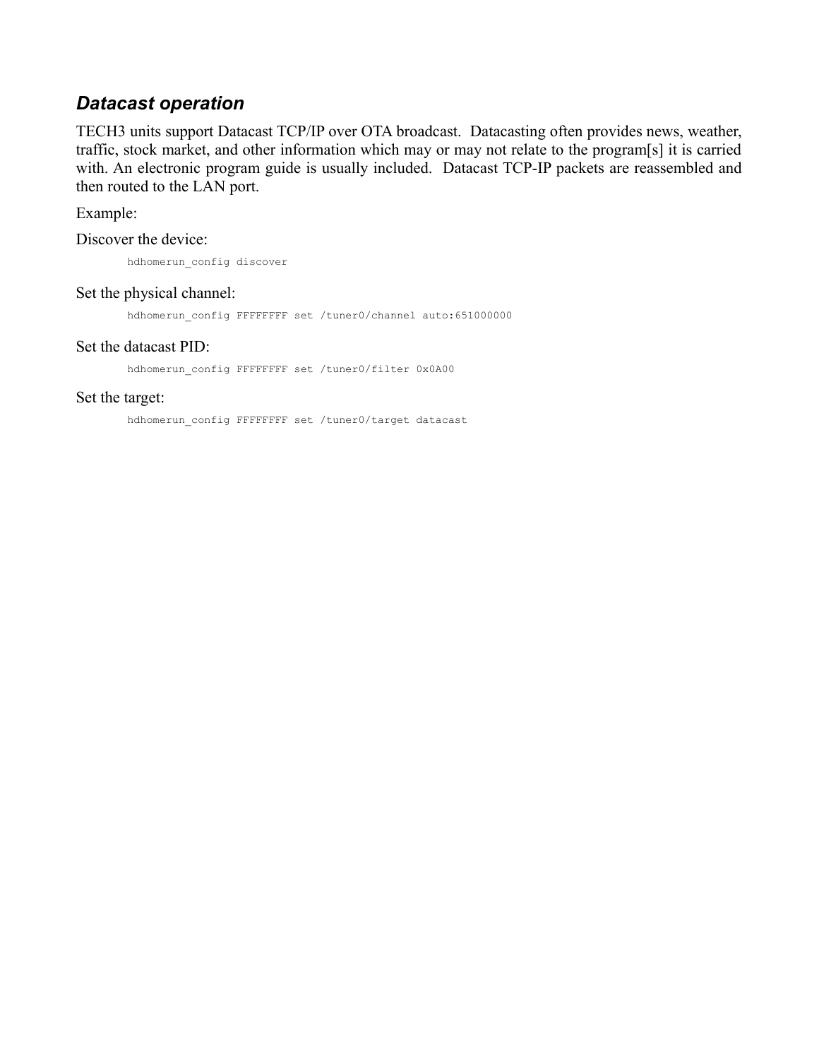### *Datacast operation*

TECH3 units support Datacast TCP/IP over OTA broadcast. Datacasting often provides news, weather, traffic, stock market, and other information which may or may not relate to the program[s] it is carried with. An electronic program guide is usually included. Datacast TCP-IP packets are reassembled and then routed to the LAN port.

Example:

Discover the device:

```
hdhomerun_config discover
```

Set the physical channel:

```
hdhomerun_config FFFFFFFF set /tuner0/channel auto:651000000
```

Set the datacast PID:

```
hdhomerun_config FFFFFFFF set /tuner0/filter 0x0A00
```

Set the target:

```
hdhomerun_config FFFFFFFF set /tuner0/target datacast
```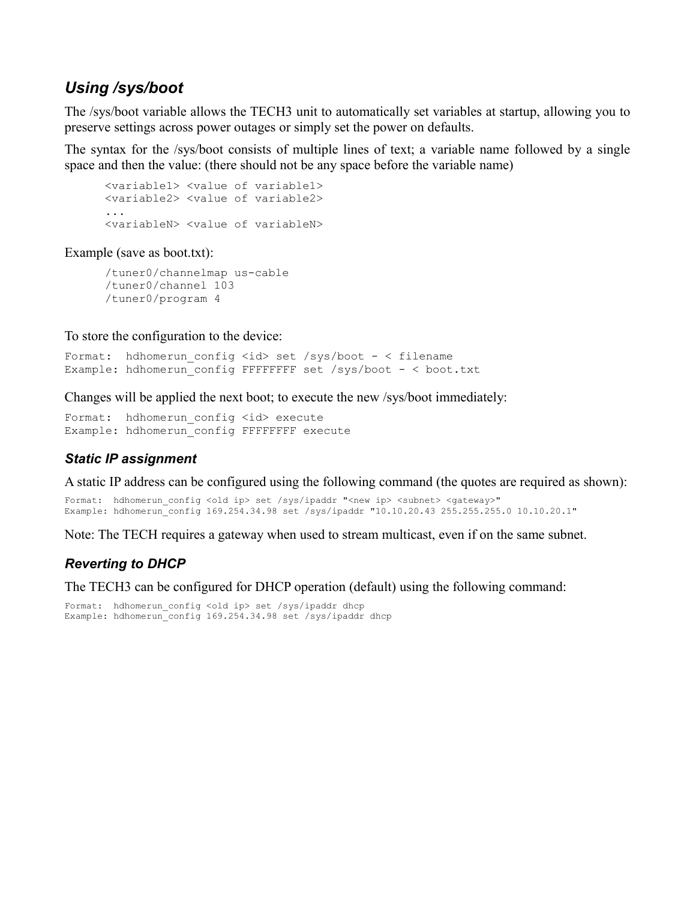## *Using /sys/boot*

The /sys/boot variable allows the TECH3 unit to automatically set variables at startup, allowing you to preserve settings across power outages or simply set the power on defaults.

The syntax for the /sys/boot consists of multiple lines of text; a variable name followed by a single space and then the value: (there should not be any space before the variable name)

```
<variable1> <value of variable1>
<variable2> <value of variable2>
...
<variableN> <value of variableN>
```

Example (save as boot.txt):

```
/tuner0/channelmap us-cable
/tuner0/channel 103
/tuner0/program 4
```

To store the configuration to the device:

```
Format:  hdhomerun_config <id> set /sys/boot - < filename
Example: hdhomerun_config FFFFFFFF set /sys/boot - < boot.txt
```

Changes will be applied the next boot; to execute the new /sys/boot immediately:

```
Format:  hdhomerun_config <id> execute
Example: hdhomerun_config FFFFFFFF execute
```

### *Static IP assignment*

A static IP address can be configured using the following command (the quotes are required as shown):

```
Format:  hdhomerun_config <old ip> set /sys/ipaddr "<new ip> <subnet> <gateway>"
Example: hdhomerun_config 169.254.34.98 set /sys/ipaddr "10.10.20.43 255.255.255.0 10.10.20.1"
```

Note: The TECH requires a gateway when used to stream multicast, even if on the same subnet.

### *Reverting to DHCP*

The TECH3 can be configured for DHCP operation (default) using the following command:

```
Format:  hdhomerun_config <old ip> set /sys/ipaddr dhcp
Example: hdhomerun_config 169.254.34.98 set /sys/ipaddr dhcp
```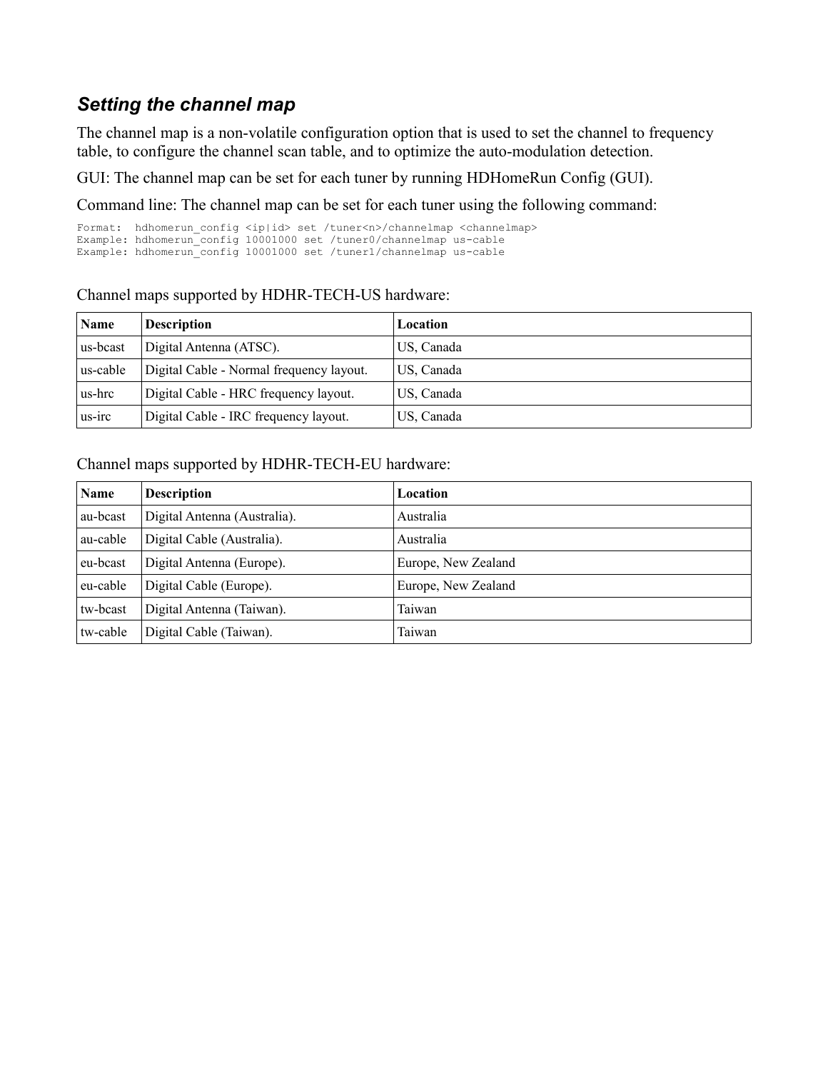### *Setting the channel map*

The channel map is a non-volatile configuration option that is used to set the channel to frequency table, to configure the channel scan table, and to optimize the auto-modulation detection.

GUI: The channel map can be set for each tuner by running HDHomeRun Config (GUI).

Command line: The channel map can be set for each tuner using the following command:

```
Format:  hdhomerun_config <ip|id> set /tuner<n>/channelmap <channelmap>
Example: hdhomerun_config 10001000 set /tuner0/channelmap us-cable
Example: hdhomerun_config 10001000 set /tuner1/channelmap us-cable
```

Channel maps supported by HDHR-TECH-US hardware:

| **Name** | **Description** | **Location** |
|---|---|---|
| us-bcast | Digital Antenna (ATSC). | US, Canada |
| us-cable | Digital Cable - Normal frequency layout. | US, Canada |
| us-hrc | Digital Cable - HRC frequency layout. | US, Canada |
| us-irc | Digital Cable - IRC frequency layout. | US, Canada |

Channel maps supported by HDHR-TECH-EU hardware:

| **Name** | **Description** | **Location** |
|---|---|---|
| au-bcast | Digital Antenna (Australia). | Australia |
| au-cable | Digital Cable (Australia). | Australia |
| eu-bcast | Digital Antenna (Europe). | Europe, New Zealand |
| eu-cable | Digital Cable (Europe). | Europe, New Zealand |
| tw-bcast | Digital Antenna (Taiwan). | Taiwan |
| tw-cable | Digital Cable (Taiwan). | Taiwan |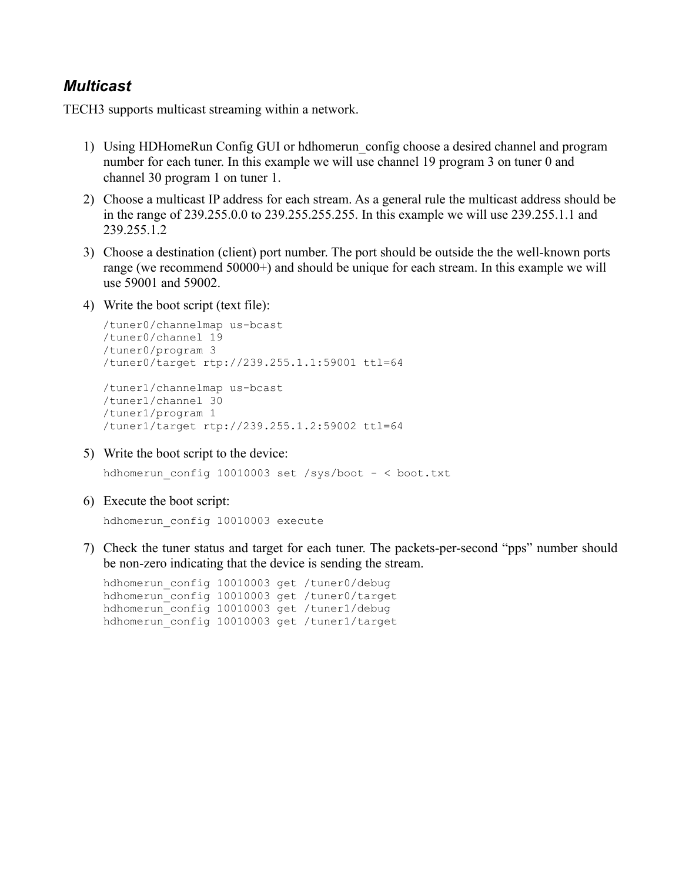### *Multicast*

TECH3 supports multicast streaming within a network.

1) Using HDHomeRun Config GUI or hdhomerun_config choose a desired channel and program number for each tuner. In this example we will use channel 19 program 3 on tuner 0 and channel 30 program 1 on tuner 1.

2) Choose a multicast IP address for each stream. As a general rule the multicast address should be in the range of 239.255.0.0 to 239.255.255.255. In this example we will use 239.255.1.1 and 239.255.1.2

3) Choose a destination (client) port number. The port should be outside the the well-known ports range (we recommend 50000+) and should be unique for each stream. In this example we will use 59001 and 59002.

4) Write the boot script (text file):

```
/tuner0/channelmap us-bcast
/tuner0/channel 19
/tuner0/program 3
/tuner0/target rtp://239.255.1.1:59001 ttl=64

/tuner1/channelmap us-bcast
/tuner1/channel 30
/tuner1/program 1
/tuner1/target rtp://239.255.1.2:59002 ttl=64
```

5) Write the boot script to the device:

```
hdhomerun_config 10010003 set /sys/boot - < boot.txt
```

6) Execute the boot script:

```
hdhomerun_config 10010003 execute
```

7) Check the tuner status and target for each tuner. The packets-per-second "pps" number should be non-zero indicating that the device is sending the stream.

```
hdhomerun_config 10010003 get /tuner0/debug
hdhomerun_config 10010003 get /tuner0/target
hdhomerun_config 10010003 get /tuner1/debug
hdhomerun_config 10010003 get /tuner1/target
```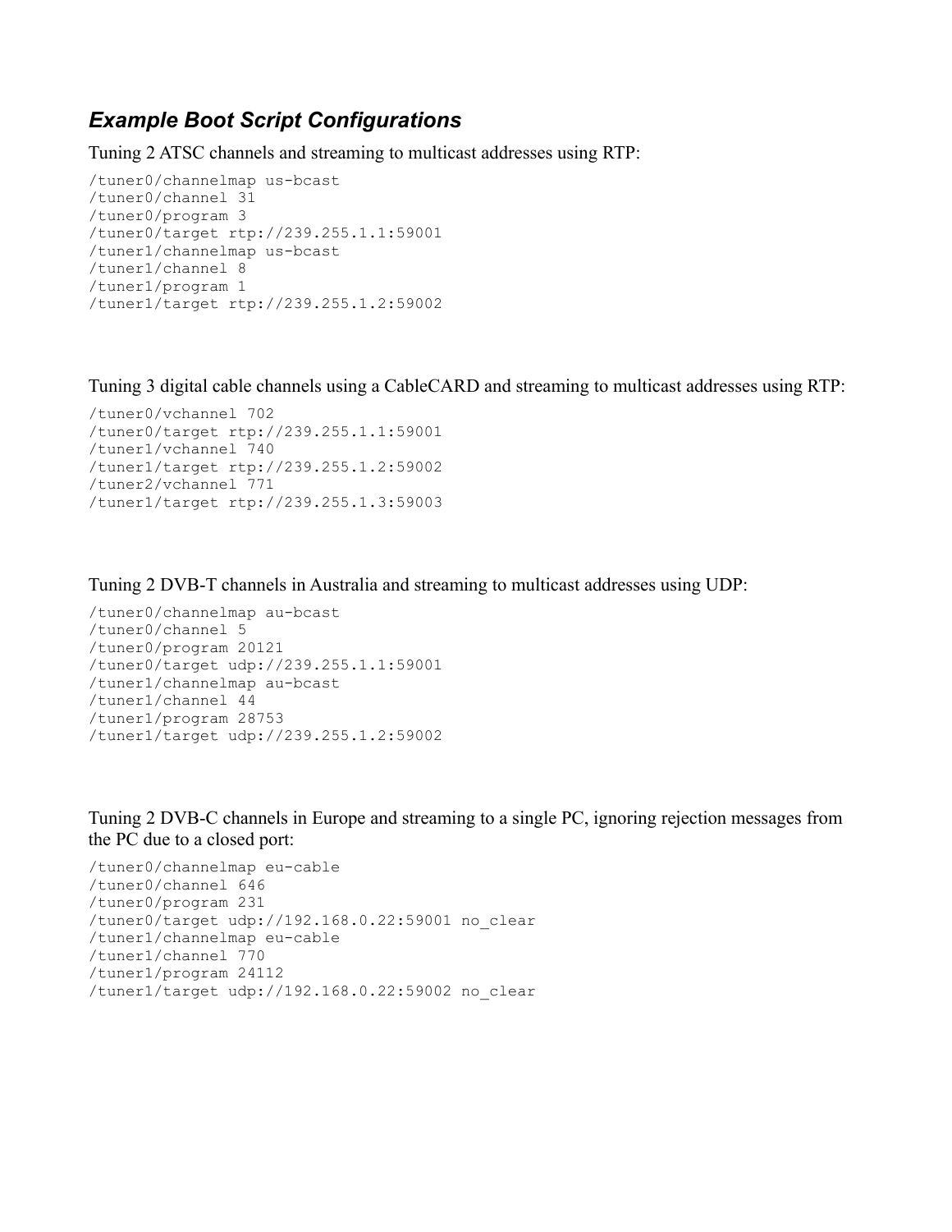## *Example Boot Script Configurations*

Tuning 2 ATSC channels and streaming to multicast addresses using RTP:

```
/tuner0/channelmap us-bcast
/tuner0/channel 31
/tuner0/program 3
/tuner0/target rtp://239.255.1.1:59001
/tuner1/channelmap us-bcast
/tuner1/channel 8
/tuner1/program 1
/tuner1/target rtp://239.255.1.2:59002
```

Tuning 3 digital cable channels using a CableCARD and streaming to multicast addresses using RTP:

```
/tuner0/vchannel 702
/tuner0/target rtp://239.255.1.1:59001
/tuner1/vchannel 740
/tuner1/target rtp://239.255.1.2:59002
/tuner2/vchannel 771
/tuner1/target rtp://239.255.1.3:59003
```

Tuning 2 DVB-T channels in Australia and streaming to multicast addresses using UDP:

```
/tuner0/channelmap au-bcast
/tuner0/channel 5
/tuner0/program 20121
/tuner0/target udp://239.255.1.1:59001
/tuner1/channelmap au-bcast
/tuner1/channel 44
/tuner1/program 28753
/tuner1/target udp://239.255.1.2:59002
```

Tuning 2 DVB-C channels in Europe and streaming to a single PC, ignoring rejection messages from the PC due to a closed port:

```
/tuner0/channelmap eu-cable
/tuner0/channel 646
/tuner0/program 231
/tuner0/target udp://192.168.0.22:59001 no_clear
/tuner1/channelmap eu-cable
/tuner1/channel 770
/tuner1/program 24112
/tuner1/target udp://192.168.0.22:59002 no_clear
```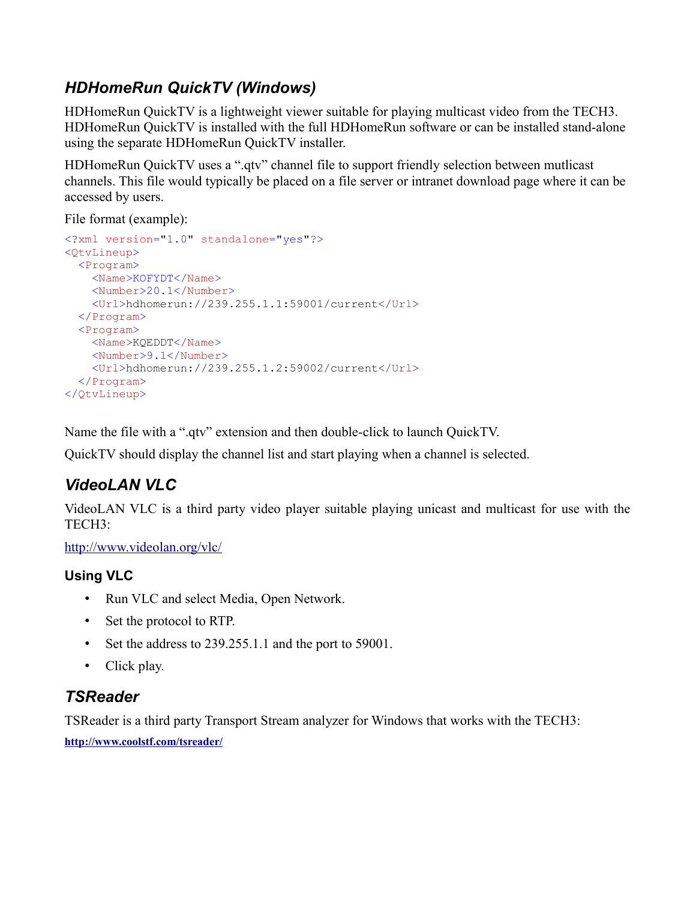## *HDHomeRun QuickTV (Windows)*

HDHomeRun QuickTV is a lightweight viewer suitable for playing multicast video from the TECH3. HDHomeRun QuickTV is installed with the full HDHomeRun software or can be installed stand-alone using the separate HDHomeRun QuickTV installer.

HDHomeRun QuickTV uses a ".qtv" channel file to support friendly selection between mutlicast channels. This file would typically be placed on a file server or intranet download page where it can be accessed by users.

File format (example):

```
<?xml version="1.0" standalone="yes"?>
<QtvLineup>
  <Program>
    <Name>KOFYDT</Name>
    <Number>20.1</Number>
    <Url>hdhomerun://239.255.1.1:59001/current</Url>
  </Program>
  <Program>
    <Name>KQEDDT</Name>
    <Number>9.1</Number>
    <Url>hdhomerun://239.255.1.2:59002/current</Url>
  </Program>
</QtvLineup>
```

Name the file with a ".qtv" extension and then double-click to launch QuickTV.

QuickTV should display the channel list and start playing when a channel is selected.

## *VideoLAN VLC*

VideoLAN VLC is a third party video player suitable playing unicast and multicast for use with the TECH3:

http://www.videolan.org/vlc/

### Using VLC

- Run VLC and select Media, Open Network.
- Set the protocol to RTP.
- Set the address to 239.255.1.1 and the port to 59001.
- Click play.

## *TSReader*

TSReader is a third party Transport Stream analyzer for Windows that works with the TECH3:

**http://www.coolstf.com/tsreader/**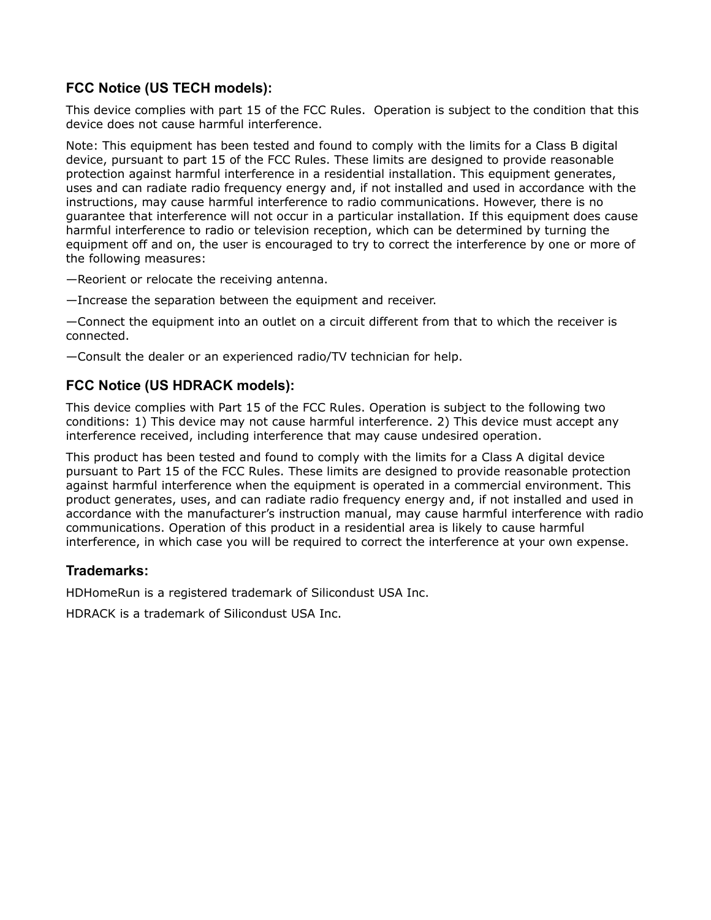### FCC Notice (US TECH models):

This device complies with part 15 of the FCC Rules. Operation is subject to the condition that this device does not cause harmful interference.

Note: This equipment has been tested and found to comply with the limits for a Class B digital device, pursuant to part 15 of the FCC Rules. These limits are designed to provide reasonable protection against harmful interference in a residential installation. This equipment generates, uses and can radiate radio frequency energy and, if not installed and used in accordance with the instructions, may cause harmful interference to radio communications. However, there is no guarantee that interference will not occur in a particular installation. If this equipment does cause harmful interference to radio or television reception, which can be determined by turning the equipment off and on, the user is encouraged to try to correct the interference by one or more of the following measures:

—Reorient or relocate the receiving antenna.

—Increase the separation between the equipment and receiver.

—Connect the equipment into an outlet on a circuit different from that to which the receiver is connected.

—Consult the dealer or an experienced radio/TV technician for help.

### FCC Notice (US HDRACK models):

This device complies with Part 15 of the FCC Rules. Operation is subject to the following two conditions: 1) This device may not cause harmful interference. 2) This device must accept any interference received, including interference that may cause undesired operation.

This product has been tested and found to comply with the limits for a Class A digital device pursuant to Part 15 of the FCC Rules. These limits are designed to provide reasonable protection against harmful interference when the equipment is operated in a commercial environment. This product generates, uses, and can radiate radio frequency energy and, if not installed and used in accordance with the manufacturer's instruction manual, may cause harmful interference with radio communications. Operation of this product in a residential area is likely to cause harmful interference, in which case you will be required to correct the interference at your own expense.

### Trademarks:

HDHomeRun is a registered trademark of Silicondust USA Inc.

HDRACK is a trademark of Silicondust USA Inc.